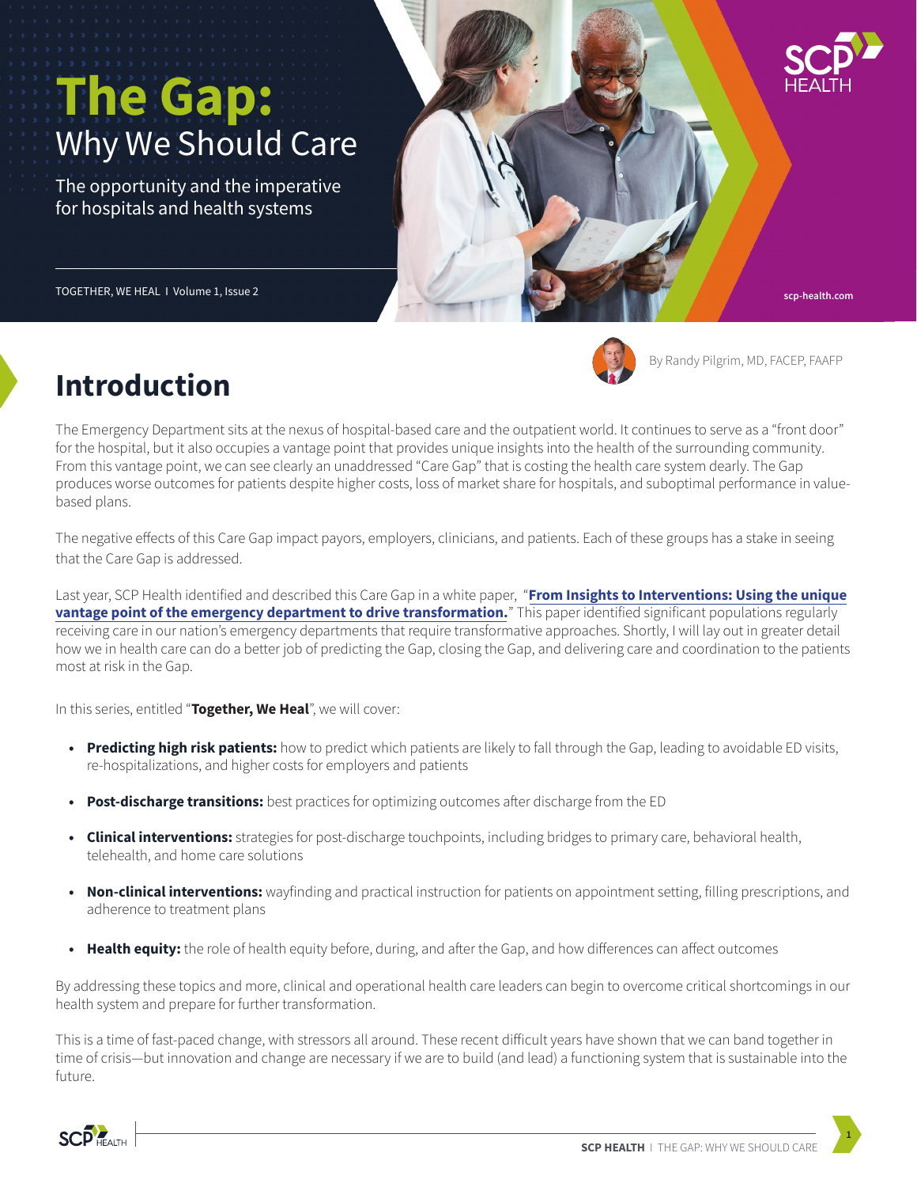# The Gap: Why We Should Care

The opportunity and the imperative for hospitals and health systems

TOGETHER, WE HEAL I Volume 1, Issue 2

scp-health.com

By Randy Pilgrim, MD, FACEP, FAAFP

## Introduction

The Emergency Department sits at the nexus of hospital-based care and the outpatient world. It continues to serve as a "front door" for the hospital, but it also occupies a vantage point that provides unique insights into the health of the surrounding community. From this vantage point, we can see clearly an unaddressed "Care Gap" that is costing the health care system dearly. The Gap produces worse outcomes for patients despite higher costs, loss of market share for hospitals, and suboptimal performance in value-based plans.

The negative effects of this Care Gap impact payors, employers, clinicians, and patients. Each of these groups has a stake in seeing that the Care Gap is addressed.

Last year, SCP Health identified and described this Care Gap in a white paper, "**From Insights to Interventions: Using the unique vantage point of the emergency department to drive transformation.**" This paper identified significant populations regularly receiving care in our nation's emergency departments that require transformative approaches. Shortly, I will lay out in greater detail how we in health care can do a better job of predicting the Gap, closing the Gap, and delivering care and coordination to the patients most at risk in the Gap.

In this series, entitled "**Together, We Heal**", we will cover:

- **Predicting high risk patients:** how to predict which patients are likely to fall through the Gap, leading to avoidable ED visits, re-hospitalizations, and higher costs for employers and patients
- **Post-discharge transitions:** best practices for optimizing outcomes after discharge from the ED
- **Clinical interventions:** strategies for post-discharge touchpoints, including bridges to primary care, behavioral health, telehealth, and home care solutions
- **Non-clinical interventions:** wayfinding and practical instruction for patients on appointment setting, filling prescriptions, and adherence to treatment plans
- **Health equity:** the role of health equity before, during, and after the Gap, and how differences can affect outcomes

By addressing these topics and more, clinical and operational health care leaders can begin to overcome critical shortcomings in our health system and prepare for further transformation.

This is a time of fast-paced change, with stressors all around. These recent difficult years have shown that we can band together in time of crisis—but innovation and change are necessary if we are to build (and lead) a functioning system that is sustainable into the future.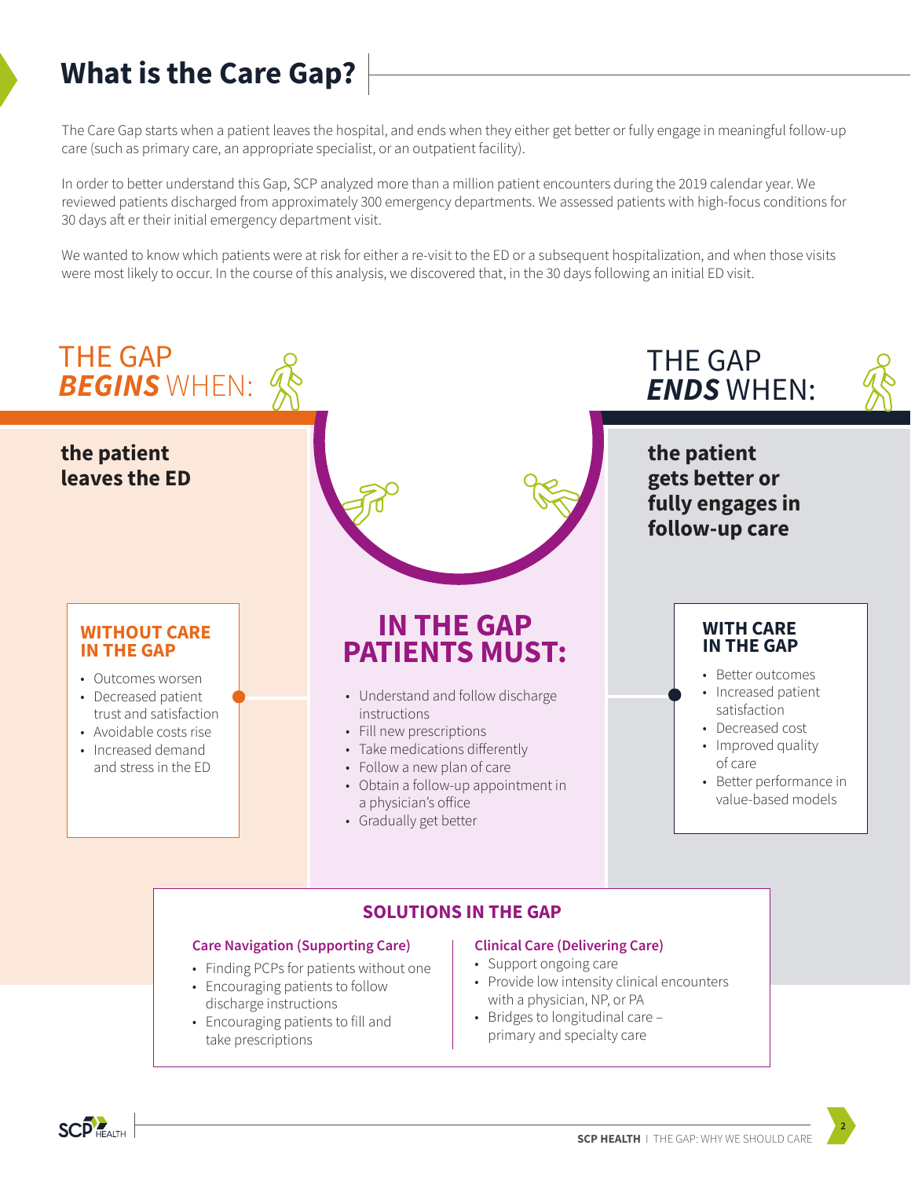# What is the Care Gap?

The Care Gap starts when a patient leaves the hospital, and ends when they either get better or fully engage in meaningful follow-up care (such as primary care, an appropriate specialist, or an outpatient facility).

In order to better understand this Gap, SCP analyzed more than a million patient encounters during the 2019 calendar year. We reviewed patients discharged from approximately 300 emergency departments. We assessed patients with high-focus conditions for 30 days aft er their initial emergency department visit.

We wanted to know which patients were at risk for either a re-visit to the ED or a subsequent hospitalization, and when those visits were most likely to occur. In the course of this analysis, we discovered that, in the 30 days following an initial ED visit.

## THE GAP ***BEGINS*** WHEN:

**the patient leaves the ED**

### WITHOUT CARE IN THE GAP

- Outcomes worsen
- Decreased patient trust and satisfaction
- Avoidable costs rise
- Increased demand and stress in the ED

## IN THE GAP PATIENTS MUST:

- Understand and follow discharge instructions
- Fill new prescriptions
- Take medications differently
- Follow a new plan of care
- Obtain a follow-up appointment in a physician's office
- Gradually get better

## THE GAP ***ENDS*** WHEN:

**the patient gets better or fully engages in follow-up care**

### WITH CARE IN THE GAP

- Better outcomes
- Increased patient satisfaction
- Decreased cost
- Improved quality of care
- Better performance in value-based models

## SOLUTIONS IN THE GAP

### Care Navigation (Supporting Care)

- Finding PCPs for patients without one
- Encouraging patients to follow discharge instructions
- Encouraging patients to fill and take prescriptions

### Clinical Care (Delivering Care)

- Support ongoing care
- Provide low intensity clinical encounters with a physician, NP, or PA
- Bridges to longitudinal care – primary and specialty care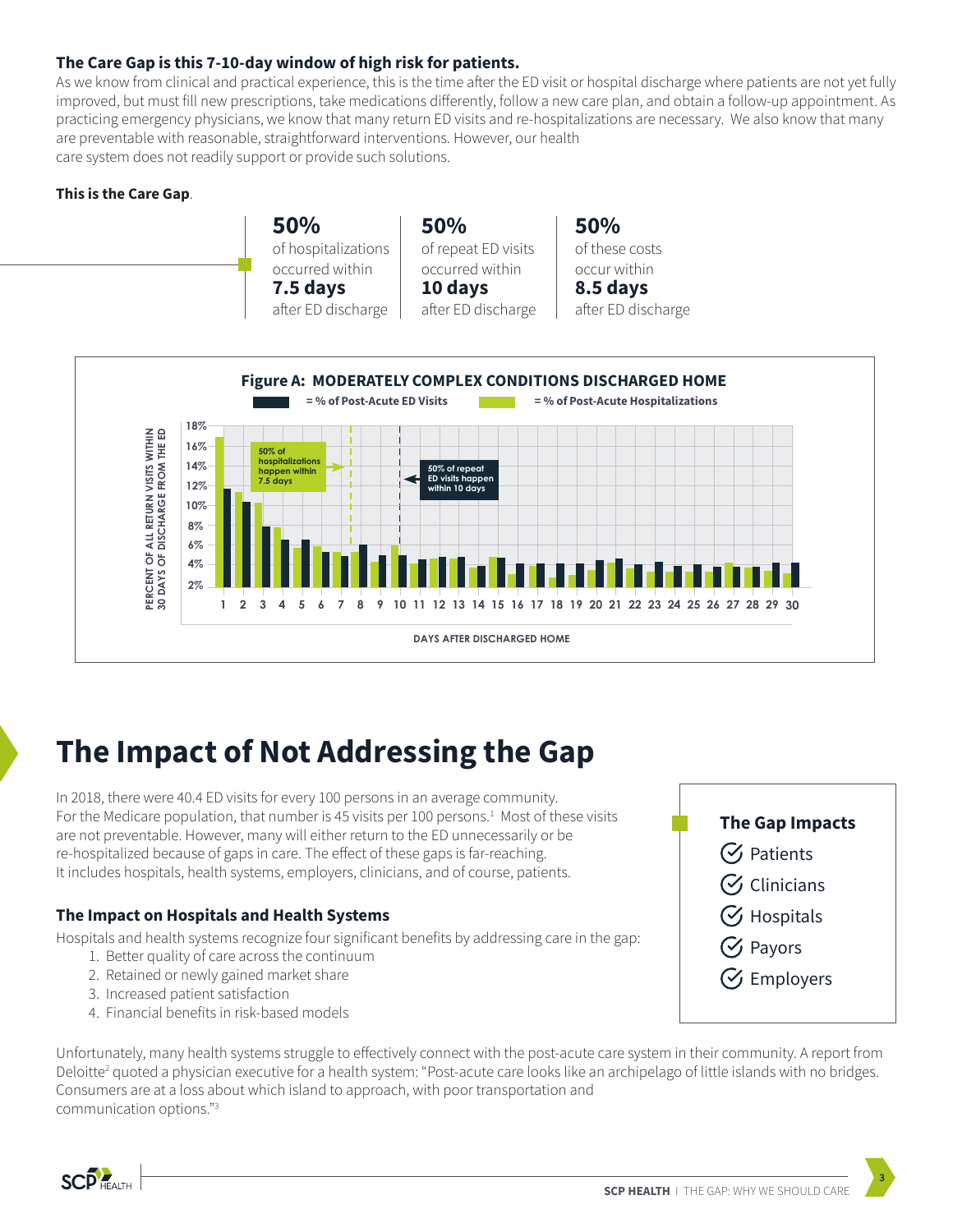**The Care Gap is this 7-10-day window of high risk for patients.**
As we know from clinical and practical experience, this is the time after the ED visit or hospital discharge where patients are not yet fully improved, but must fill new prescriptions, take medications differently, follow a new care plan, and obtain a follow-up appointment. As practicing emergency physicians, we know that many return ED visits and re-hospitalizations are necessary. We also know that many are preventable with reasonable, straightforward interventions. However, our health care system does not readily support or provide such solutions.

**This is the Care Gap**.

**50%** of hospitalizations occurred within **7.5 days** after ED discharge

**50%** of repeat ED visits occurred within **10 days** after ED discharge

**50%** of these costs occur within **8.5 days** after ED discharge

**Figure A: MODERATELY COMPLEX CONDITIONS DISCHARGED HOME**

= % of Post-Acute ED Visits = % of Post-Acute Hospitalizations

50% of hospitalizations happen within 7.5 days

50% of repeat ED visits happen within 10 days

PERCENT OF ALL RETURN VISITS WITHIN 30 DAYS OF DISCHARGE FROM THE ED

DAYS AFTER DISCHARGED HOME

# The Impact of Not Addressing the Gap

In 2018, there were 40.4 ED visits for every 100 persons in an average community. For the Medicare population, that number is 45 visits per 100 persons.[1] Most of these visits are not preventable. However, many will either return to the ED unnecessarily or be re-hospitalized because of gaps in care. The effect of these gaps is far-reaching. It includes hospitals, health systems, employers, clinicians, and of course, patients.

**The Gap Impacts**
- Patients
- Clinicians
- Hospitals
- Payors
- Employers

### The Impact on Hospitals and Health Systems

Hospitals and health systems recognize four significant benefits by addressing care in the gap:

1. Better quality of care across the continuum
2. Retained or newly gained market share
3. Increased patient satisfaction
4. Financial benefits in risk-based models

Unfortunately, many health systems struggle to effectively connect with the post-acute care system in their community. A report from Deloitte[2] quoted a physician executive for a health system: "Post-acute care looks like an archipelago of little islands with no bridges. Consumers are at a loss about which island to approach, with poor transportation and communication options."[3]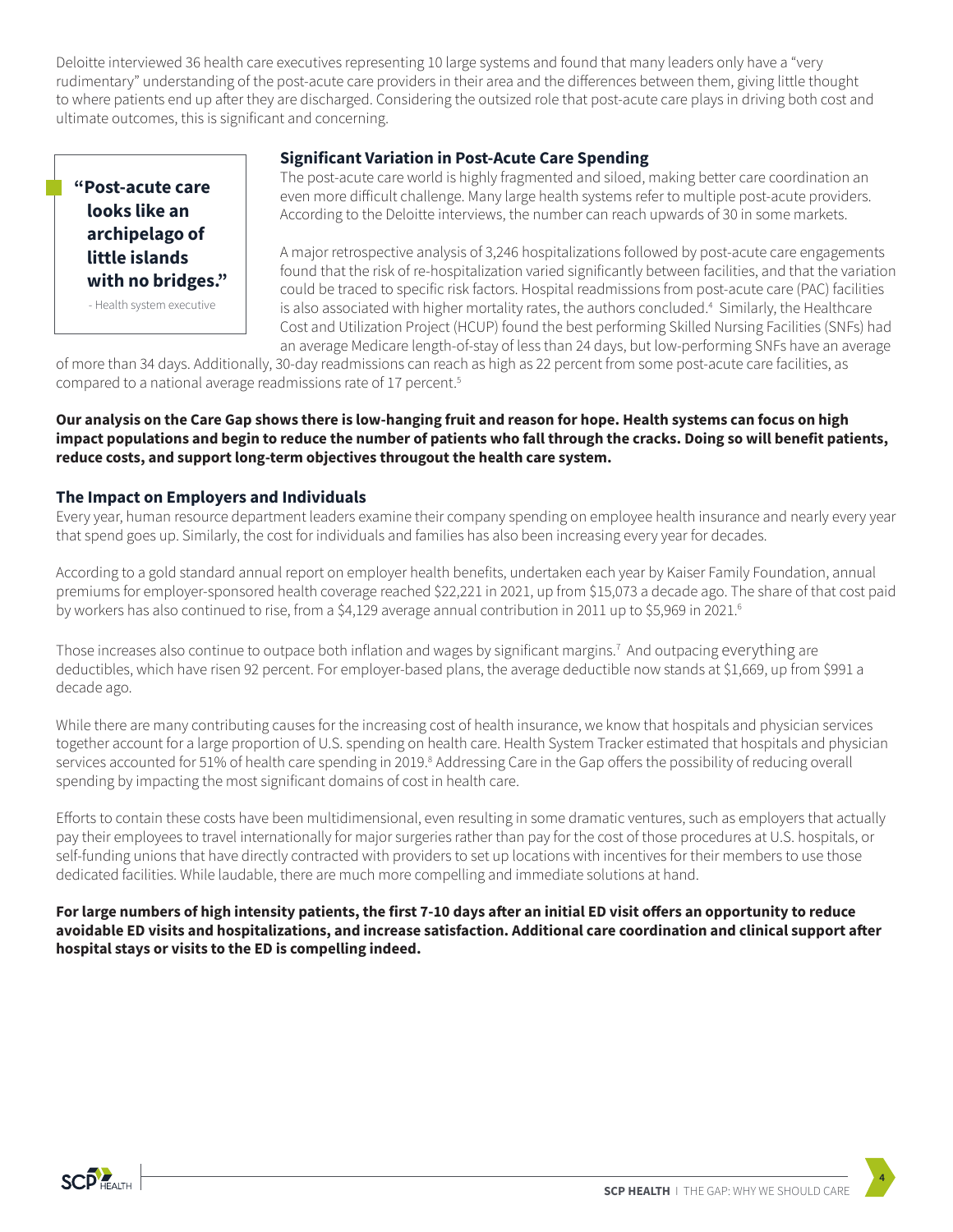Deloitte interviewed 36 health care executives representing 10 large systems and found that many leaders only have a "very rudimentary" understanding of the post-acute care providers in their area and the differences between them, giving little thought to where patients end up after they are discharged. Considering the outsized role that post-acute care plays in driving both cost and ultimate outcomes, this is significant and concerning.

> **"Post-acute care looks like an archipelago of little islands with no bridges."**
>
> - Health system executive

### Significant Variation in Post-Acute Care Spending

The post-acute care world is highly fragmented and siloed, making better care coordination an even more difficult challenge. Many large health systems refer to multiple post-acute providers. According to the Deloitte interviews, the number can reach upwards of 30 in some markets.

A major retrospective analysis of 3,246 hospitalizations followed by post-acute care engagements found that the risk of re-hospitalization varied significantly between facilities, and that the variation could be traced to specific risk factors. Hospital readmissions from post-acute care (PAC) facilities is also associated with higher mortality rates, the authors concluded.[4] Similarly, the Healthcare Cost and Utilization Project (HCUP) found the best performing Skilled Nursing Facilities (SNFs) had an average Medicare length-of-stay of less than 24 days, but low-performing SNFs have an average of more than 34 days. Additionally, 30-day readmissions can reach as high as 22 percent from some post-acute care facilities, as compared to a national average readmissions rate of 17 percent.[5]

**Our analysis on the Care Gap shows there is low-hanging fruit and reason for hope. Health systems can focus on high impact populations and begin to reduce the number of patients who fall through the cracks. Doing so will benefit patients, reduce costs, and support long-term objectives througout the health care system.**

### The Impact on Employers and Individuals

Every year, human resource department leaders examine their company spending on employee health insurance and nearly every year that spend goes up. Similarly, the cost for individuals and families has also been increasing every year for decades.

According to a gold standard annual report on employer health benefits, undertaken each year by Kaiser Family Foundation, annual premiums for employer-sponsored health coverage reached $22,221 in 2021, up from $15,073 a decade ago. The share of that cost paid by workers has also continued to rise, from a $4,129 average annual contribution in 2011 up to $5,969 in 2021.[6]

Those increases also continue to outpace both inflation and wages by significant margins.[7] And outpacing everything are deductibles, which have risen 92 percent. For employer-based plans, the average deductible now stands at $1,669, up from $991 a decade ago.

While there are many contributing causes for the increasing cost of health insurance, we know that hospitals and physician services together account for a large proportion of U.S. spending on health care. Health System Tracker estimated that hospitals and physician services accounted for 51% of health care spending in 2019.[8] Addressing Care in the Gap offers the possibility of reducing overall spending by impacting the most significant domains of cost in health care.

Efforts to contain these costs have been multidimensional, even resulting in some dramatic ventures, such as employers that actually pay their employees to travel internationally for major surgeries rather than pay for the cost of those procedures at U.S. hospitals, or self-funding unions that have directly contracted with providers to set up locations with incentives for their members to use those dedicated facilities. While laudable, there are much more compelling and immediate solutions at hand.

**For large numbers of high intensity patients, the first 7-10 days after an initial ED visit offers an opportunity to reduce avoidable ED visits and hospitalizations, and increase satisfaction. Additional care coordination and clinical support after hospital stays or visits to the ED is compelling indeed.**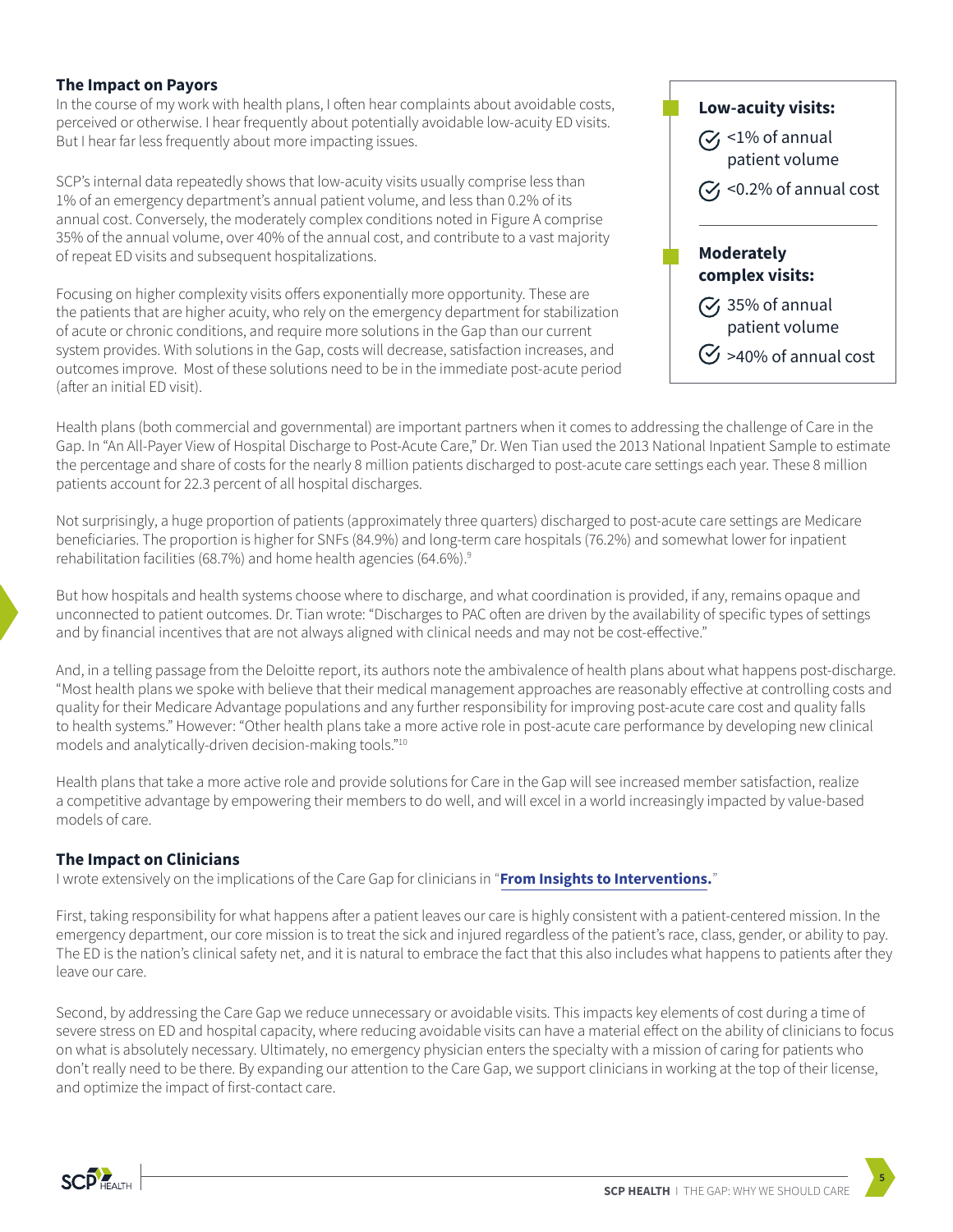### The Impact on Payors

In the course of my work with health plans, I often hear complaints about avoidable costs, perceived or otherwise. I hear frequently about potentially avoidable low-acuity ED visits. But I hear far less frequently about more impacting issues.

SCP's internal data repeatedly shows that low-acuity visits usually comprise less than 1% of an emergency department's annual patient volume, and less than 0.2% of its annual cost. Conversely, the moderately complex conditions noted in Figure A comprise 35% of the annual volume, over 40% of the annual cost, and contribute to a vast majority of repeat ED visits and subsequent hospitalizations.

Focusing on higher complexity visits offers exponentially more opportunity. These are the patients that are higher acuity, who rely on the emergency department for stabilization of acute or chronic conditions, and require more solutions in the Gap than our current system provides. With solutions in the Gap, costs will decrease, satisfaction increases, and outcomes improve. Most of these solutions need to be in the immediate post-acute period (after an initial ED visit).

**Low-acuity visits:**

- <1% of annual patient volume
- <0.2% of annual cost

**Moderately complex visits:**

- 35% of annual patient volume
- >40% of annual cost

Health plans (both commercial and governmental) are important partners when it comes to addressing the challenge of Care in the Gap. In "An All-Payer View of Hospital Discharge to Post-Acute Care," Dr. Wen Tian used the 2013 National Inpatient Sample to estimate the percentage and share of costs for the nearly 8 million patients discharged to post-acute care settings each year. These 8 million patients account for 22.3 percent of all hospital discharges.

Not surprisingly, a huge proportion of patients (approximately three quarters) discharged to post-acute care settings are Medicare beneficiaries. The proportion is higher for SNFs (84.9%) and long-term care hospitals (76.2%) and somewhat lower for inpatient rehabilitation facilities (68.7%) and home health agencies (64.6%).[9]

But how hospitals and health systems choose where to discharge, and what coordination is provided, if any, remains opaque and unconnected to patient outcomes. Dr. Tian wrote: "Discharges to PAC often are driven by the availability of specific types of settings and by financial incentives that are not always aligned with clinical needs and may not be cost-effective."

And, in a telling passage from the Deloitte report, its authors note the ambivalence of health plans about what happens post-discharge. "Most health plans we spoke with believe that their medical management approaches are reasonably effective at controlling costs and quality for their Medicare Advantage populations and any further responsibility for improving post-acute care cost and quality falls to health systems." However: "Other health plans take a more active role in post-acute care performance by developing new clinical models and analytically-driven decision-making tools."[10]

Health plans that take a more active role and provide solutions for Care in the Gap will see increased member satisfaction, realize a competitive advantage by empowering their members to do well, and will excel in a world increasingly impacted by value-based models of care.

### The Impact on Clinicians

I wrote extensively on the implications of the Care Gap for clinicians in "**From Insights to Interventions.**"

First, taking responsibility for what happens after a patient leaves our care is highly consistent with a patient-centered mission. In the emergency department, our core mission is to treat the sick and injured regardless of the patient's race, class, gender, or ability to pay. The ED is the nation's clinical safety net, and it is natural to embrace the fact that this also includes what happens to patients after they leave our care.

Second, by addressing the Care Gap we reduce unnecessary or avoidable visits. This impacts key elements of cost during a time of severe stress on ED and hospital capacity, where reducing avoidable visits can have a material effect on the ability of clinicians to focus on what is absolutely necessary. Ultimately, no emergency physician enters the specialty with a mission of caring for patients who don't really need to be there. By expanding our attention to the Care Gap, we support clinicians in working at the top of their license, and optimize the impact of first-contact care.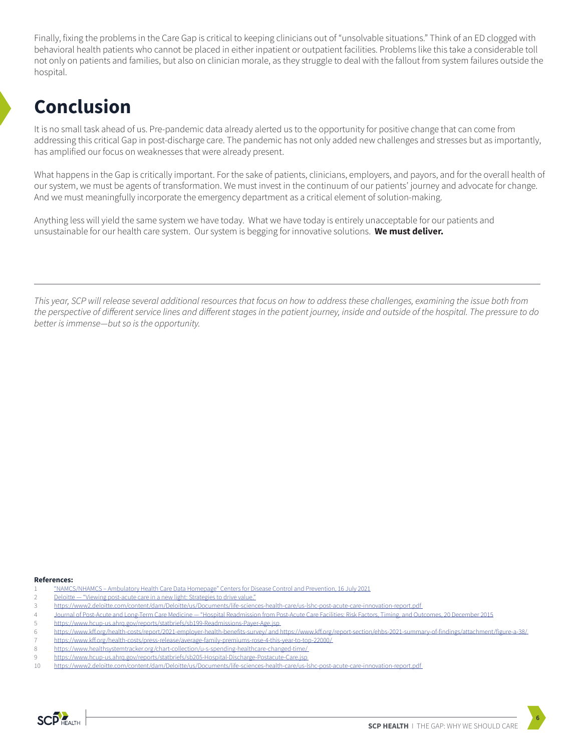Finally, fixing the problems in the Care Gap is critical to keeping clinicians out of "unsolvable situations." Think of an ED clogged with behavioral health patients who cannot be placed in either inpatient or outpatient facilities. Problems like this take a considerable toll not only on patients and families, but also on clinician morale, as they struggle to deal with the fallout from system failures outside the hospital.

# Conclusion

It is no small task ahead of us. Pre-pandemic data already alerted us to the opportunity for positive change that can come from addressing this critical Gap in post-discharge care. The pandemic has not only added new challenges and stresses but as importantly, has amplified our focus on weaknesses that were already present.

What happens in the Gap is critically important. For the sake of patients, clinicians, employers, and payors, and for the overall health of our system, we must be agents of transformation. We must invest in the continuum of our patients' journey and advocate for change. And we must meaningfully incorporate the emergency department as a critical element of solution-making.

Anything less will yield the same system we have today. What we have today is entirely unacceptable for our patients and unsustainable for our health care system. Our system is begging for innovative solutions. **We must deliver.**

---

*This year, SCP will release several additional resources that focus on how to address these challenges, examining the issue both from the perspective of different service lines and different stages in the patient journey, inside and outside of the hospital. The pressure to do better is immense—but so is the opportunity.*

**References:**

1. "NAMCS/NHAMCS – Ambulatory Health Care Data Homepage" Centers for Disease Control and Prevention, 16 July 2021
2. Deloitte — "Viewing post-acute care in a new light: Strategies to drive value."
3. https://www2.deloitte.com/content/dam/Deloitte/us/Documents/life-sciences-health-care/us-lshc-post-acute-care-innovation-report.pdf
4. Journal of Post-Acute and Long-Term Care Medicine — "Hospital Readmission from Post-Acute Care Facilities: Risk Factors, Timing, and Outcomes, 20 December 2015
5. https://www.hcup-us.ahrq.gov/reports/statbriefs/sb199-Readmissions-Payer-Age.jsp
6. https://www.kff.org/health-costs/report/2021-employer-health-benefits-survey/ and https://www.kff.org/report-section/ehbs-2021-summary-of-findings/attachment/figure-a-38/
7. https://www.kff.org/health-costs/press-release/average-family-premiums-rose-4-this-year-to-top-22000/
8. https://www.healthsystemtracker.org/chart-collection/u-s-spending-healthcare-changed-time/
9. https://www.hcup-us.ahrq.gov/reports/statbriefs/sb205-Hospital-Discharge-Postacute-Care.jsp
10. https://www2.deloitte.com/content/dam/Deloitte/us/Documents/life-sciences-health-care/us-lshc-post-acute-care-innovation-report.pdf